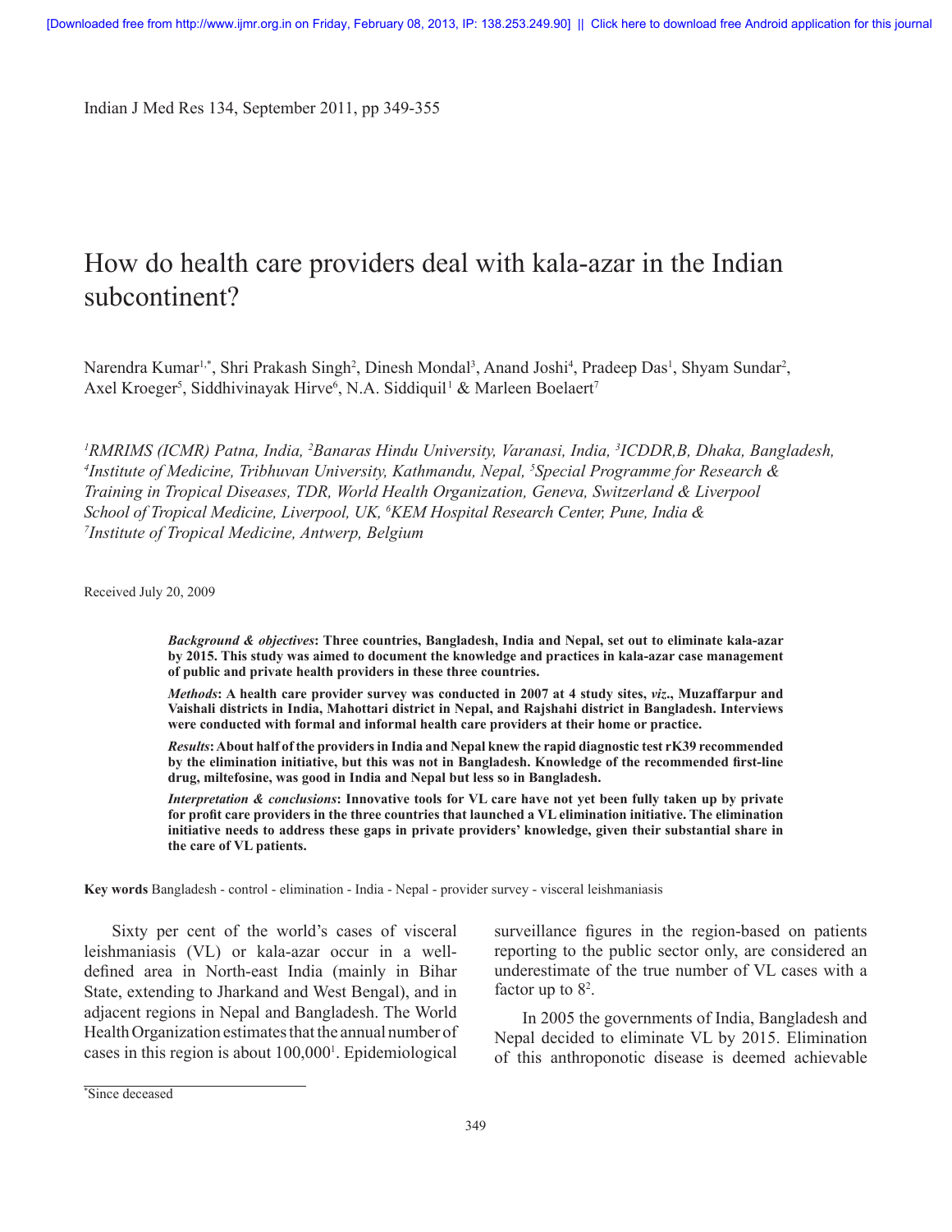# How do health care providers deal with kala-azar in the Indian subcontinent?

Narendra Kumar[1,*], Shri Prakash Singh[2], Dinesh Mondal[3], Anand Joshi[4], Pradeep Das[1], Shyam Sundar[2], Axel Kroeger[5], Siddhivinayak Hirve[6], N.A. Siddiquil[1] & Marleen Boelaert[7]

*[1]RMRIMS (ICMR) Patna, India, [2]Banaras Hindu University, Varanasi, India, [3]ICDDR,B, Dhaka, Bangladesh, [4]Institute of Medicine, Tribhuvan University, Kathmandu, Nepal, [5]Special Programme for Research & Training in Tropical Diseases, TDR, World Health Organization, Geneva, Switzerland & Liverpool School of Tropical Medicine, Liverpool, UK, [6]KEM Hospital Research Center, Pune, India & [7]Institute of Tropical Medicine, Antwerp, Belgium*

Received July 20, 2009

***Background & objectives*: Three countries, Bangladesh, India and Nepal, set out to eliminate kala-azar by 2015. This study was aimed to document the knowledge and practices in kala-azar case management of public and private health providers in these three countries.**

***Methods*: A health care provider survey was conducted in 2007 at 4 study sites, *viz*., Muzaffarpur and Vaishali districts in India, Mahottari district in Nepal, and Rajshahi district in Bangladesh. Interviews were conducted with formal and informal health care providers at their home or practice.**

***Results*: About half of the providers in India and Nepal knew the rapid diagnostic test rK39 recommended by the elimination initiative, but this was not in Bangladesh. Knowledge of the recommended first-line drug, miltefosine, was good in India and Nepal but less so in Bangladesh.**

***Interpretation & conclusions*: Innovative tools for VL care have not yet been fully taken up by private for profit care providers in the three countries that launched a VL elimination initiative. The elimination initiative needs to address these gaps in private providers' knowledge, given their substantial share in the care of VL patients.**

**Key words** Bangladesh - control - elimination - India - Nepal - provider survey - visceral leishmaniasis

Sixty per cent of the world's cases of visceral leishmaniasis (VL) or kala-azar occur in a well-defined area in North-east India (mainly in Bihar State, extending to Jharkand and West Bengal), and in adjacent regions in Nepal and Bangladesh. The World Health Organization estimates that the annual number of cases in this region is about 100,000[1]. Epidemiological surveillance figures in the region-based on patients reporting to the public sector only, are considered an underestimate of the true number of VL cases with a factor up to 8[2].

In 2005 the governments of India, Bangladesh and Nepal decided to eliminate VL by 2015. Elimination of this anthroponotic disease is deemed achievable

*Since deceased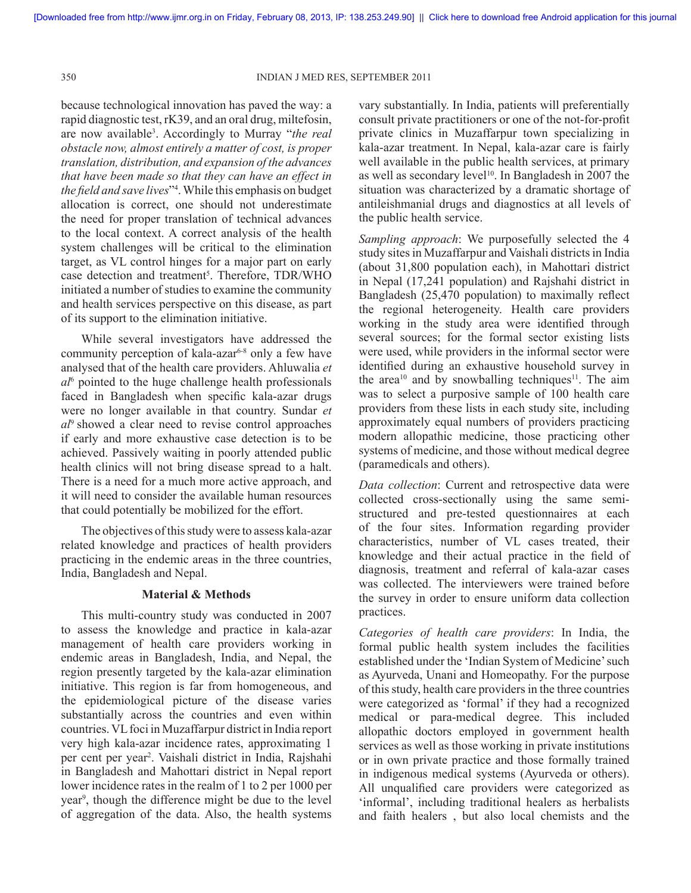because technological innovation has paved the way: a rapid diagnostic test, rK39, and an oral drug, miltefosin, are now available[3]. Accordingly to Murray "*the real obstacle now, almost entirely a matter of cost, is proper translation, distribution, and expansion of the advances that have been made so that they can have an effect in the field and save lives*"[4]. While this emphasis on budget allocation is correct, one should not underestimate the need for proper translation of technical advances to the local context. A correct analysis of the health system challenges will be critical to the elimination target, as VL control hinges for a major part on early case detection and treatment[5]. Therefore, TDR/WHO initiated a number of studies to examine the community and health services perspective on this disease, as part of its support to the elimination initiative.

While several investigators have addressed the community perception of kala-azar[6-8] only a few have analysed that of the health care providers. Ahluwalia *et al*[6] pointed to the huge challenge health professionals faced in Bangladesh when specific kala-azar drugs were no longer available in that country. Sundar *et al*[9] showed a clear need to revise control approaches if early and more exhaustive case detection is to be achieved. Passively waiting in poorly attended public health clinics will not bring disease spread to a halt. There is a need for a much more active approach, and it will need to consider the available human resources that could potentially be mobilized for the effort.

The objectives of this study were to assess kala-azar related knowledge and practices of health providers practicing in the endemic areas in the three countries, India, Bangladesh and Nepal.

## Material & Methods

This multi-country study was conducted in 2007 to assess the knowledge and practice in kala-azar management of health care providers working in endemic areas in Bangladesh, India, and Nepal, the region presently targeted by the kala-azar elimination initiative. This region is far from homogeneous, and the epidemiological picture of the disease varies substantially across the countries and even within countries. VL foci in Muzaffarpur district in India report very high kala-azar incidence rates, approximating 1 per cent per year[2]. Vaishali district in India, Rajshahi in Bangladesh and Mahottari district in Nepal report lower incidence rates in the realm of 1 to 2 per 1000 per year[9], though the difference might be due to the level of aggregation of the data. Also, the health systems vary substantially. In India, patients will preferentially consult private practitioners or one of the not-for-profit private clinics in Muzaffarpur town specializing in kala-azar treatment. In Nepal, kala-azar care is fairly well available in the public health services, at primary as well as secondary level[10]. In Bangladesh in 2007 the situation was characterized by a dramatic shortage of antileishmanial drugs and diagnostics at all levels of the public health service.

*Sampling approach*: We purposefully selected the 4 study sites in Muzaffarpur and Vaishali districts in India (about 31,800 population each), in Mahottari district in Nepal (17,241 population) and Rajshahi district in Bangladesh (25,470 population) to maximally reflect the regional heterogeneity. Health care providers working in the study area were identified through several sources; for the formal sector existing lists were used, while providers in the informal sector were identified during an exhaustive household survey in the area[10] and by snowballing techniques[11]. The aim was to select a purposive sample of 100 health care providers from these lists in each study site, including approximately equal numbers of providers practicing modern allopathic medicine, those practicing other systems of medicine, and those without medical degree (paramedicals and others).

*Data collection*: Current and retrospective data were collected cross-sectionally using the same semi-structured and pre-tested questionnaires at each of the four sites. Information regarding provider characteristics, number of VL cases treated, their knowledge and their actual practice in the field of diagnosis, treatment and referral of kala-azar cases was collected. The interviewers were trained before the survey in order to ensure uniform data collection practices.

*Categories of health care providers*: In India, the formal public health system includes the facilities established under the 'Indian System of Medicine' such as Ayurveda, Unani and Homeopathy. For the purpose of this study, health care providers in the three countries were categorized as 'formal' if they had a recognized medical or para-medical degree. This included allopathic doctors employed in government health services as well as those working in private institutions or in own private practice and those formally trained in indigenous medical systems (Ayurveda or others). All unqualified care providers were categorized as 'informal', including traditional healers as herbalists and faith healers , but also local chemists and the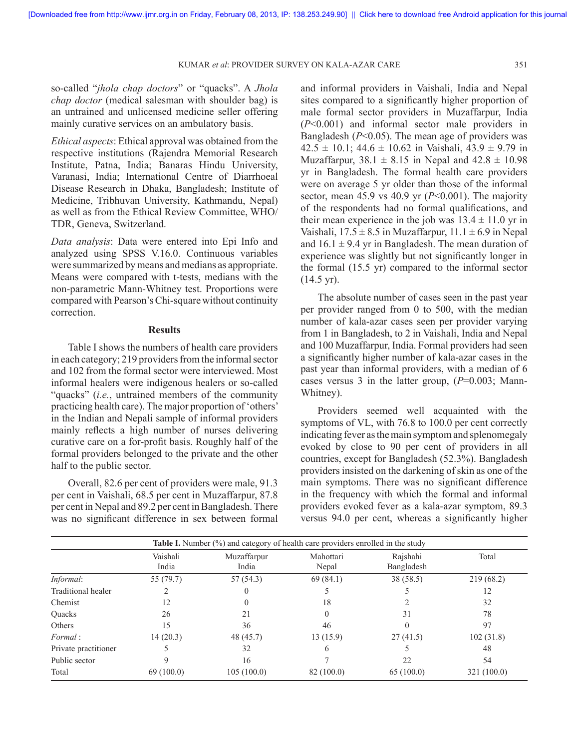so-called "*jhola chap doctors*" or "quacks". A *Jhola chap doctor* (medical salesman with shoulder bag) is an untrained and unlicensed medicine seller offering mainly curative services on an ambulatory basis.

*Ethical aspects*: Ethical approval was obtained from the respective institutions (Rajendra Memorial Research Institute, Patna, India; Banaras Hindu University, Varanasi, India; International Centre of Diarrhoeal Disease Research in Dhaka, Bangladesh; Institute of Medicine, Tribhuvan University, Kathmandu, Nepal) as well as from the Ethical Review Committee, WHO/TDR, Geneva, Switzerland.

*Data analysis*: Data were entered into Epi Info and analyzed using SPSS V.16.0. Continuous variables were summarized by means and medians as appropriate. Means were compared with t-tests, medians with the non-parametric Mann-Whitney test. Proportions were compared with Pearson's Chi-square without continuity correction.

## Results

Table I shows the numbers of health care providers in each category; 219 providers from the informal sector and 102 from the formal sector were interviewed. Most informal healers were indigenous healers or so-called "quacks" (*i.e.*, untrained members of the community practicing health care). The major proportion of 'others' in the Indian and Nepali sample of informal providers mainly reflects a high number of nurses delivering curative care on a for-profit basis. Roughly half of the formal providers belonged to the private and the other half to the public sector.

Overall, 82.6 per cent of providers were male, 91.3 per cent in Vaishali, 68.5 per cent in Muzaffarpur, 87.8 per cent in Nepal and 89.2 per cent in Bangladesh. There was no significant difference in sex between formal and informal providers in Vaishali, India and Nepal sites compared to a significantly higher proportion of male formal sector providers in Muzaffarpur, India ($P<0.001$) and informal sector male providers in Bangladesh ($P<0.05$). The mean age of providers was $42.5 \pm 10.1$; $44.6 \pm 10.62$ in Vaishali, $43.9 \pm 9.79$ in Muzaffarpur, $38.1 \pm 8.15$ in Nepal and $42.8 \pm 10.98$ yr in Bangladesh. The formal health care providers were on average 5 yr older than those of the informal sector, mean 45.9 vs 40.9 yr ($P<0.001$). The majority of the respondents had no formal qualifications, and their mean experience in the job was $13.4 \pm 11.0$ yr in Vaishali, $17.5 \pm 8.5$ in Muzaffarpur, $11.1 \pm 6.9$ in Nepal and $16.1 \pm 9.4$ yr in Bangladesh. The mean duration of experience was slightly but not significantly longer in the formal (15.5 yr) compared to the informal sector (14.5 yr).

The absolute number of cases seen in the past year per provider ranged from 0 to 500, with the median number of kala-azar cases seen per provider varying from 1 in Bangladesh, to 2 in Vaishali, India and Nepal and 100 Muzaffarpur, India. Formal providers had seen a significantly higher number of kala-azar cases in the past year than informal providers, with a median of 6 cases versus 3 in the latter group, ($P=0.003$; Mann-Whitney).

Providers seemed well acquainted with the symptoms of VL, with 76.8 to 100.0 per cent correctly indicating fever as the main symptom and splenomegaly evoked by close to 90 per cent of providers in all countries, except for Bangladesh (52.3%). Bangladesh providers insisted on the darkening of skin as one of the main symptoms. There was no significant difference in the frequency with which the formal and informal providers evoked fever as a kala-azar symptom, 89.3 versus 94.0 per cent, whereas a significantly higher

**Table I.** Number (%) and category of health care providers enrolled in the study

| | Vaishali India | Muzaffarpur India | Mahottari Nepal | Rajshahi Bangladesh | Total |
|---|---|---|---|---|---|
| *Informal*: | 55 (79.7) | 57 (54.3) | 69 (84.1) | 38 (58.5) | 219 (68.2) |
| Traditional healer | 2 | 0 | 5 | 5 | 12 |
| Chemist | 12 | 0 | 18 | 2 | 32 |
| Quacks | 26 | 21 | 0 | 31 | 78 |
| Others | 15 | 36 | 46 | 0 | 97 |
| *Formal* : | 14 (20.3) | 48 (45.7) | 13 (15.9) | 27 (41.5) | 102 (31.8) |
| Private practitioner | 5 | 32 | 6 | 5 | 48 |
| Public sector | 9 | 16 | 7 | 22 | 54 |
| Total | 69 (100.0) | 105 (100.0) | 82 (100.0) | 65 (100.0) | 321 (100.0) |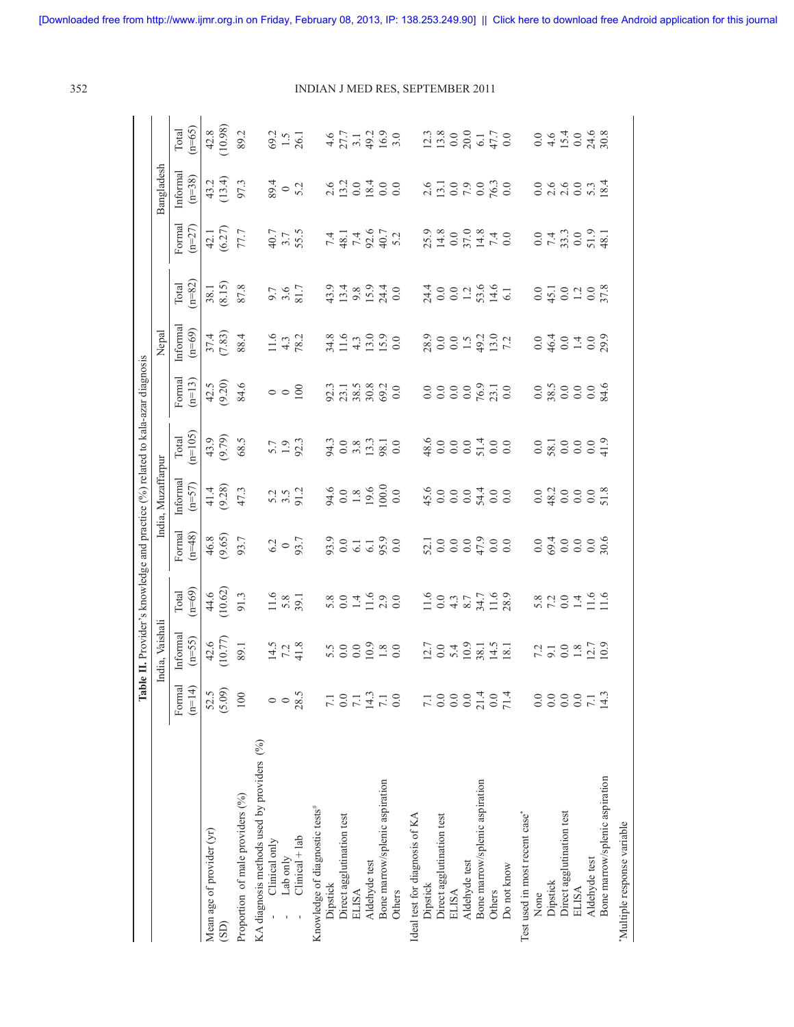**Table II.** Provider's knowledge and practice (%) related to kala-azar diagnosis

| | India, Vaishali | | | India, Muzaffarpur | | | Nepal | | | Bangladesh | | |
|---|---|---|---|---|---|---|---|---|---|---|---|---|
| | Formal (n=14) | Informal (n=55) | Total (n=69) | Formal (n=48) | Informal (n=57) | Total (n=105) | Formal (n=13) | Informal (n=69) | Total (n=82) | Formal (n=27) | Informal (n=38) | Total (n=65) |
| Mean age of provider (yr) (SD) | 52.5 (5.09) | 42.6 (10.77) | 44.6 (10.62) | 46.8 (9.65) | 41.4 (9.28) | 43.9 (9.79) | 42.5 (9.20) | 37.4 (7.83) | 38.1 (8.15) | 42.1 (6.27) | 43.2 (13.4) | 42.8 (10.98) |
| Proportion of male providers (%) | 100 | 89.1 | 91.3 | 93.7 | 47.3 | 68.5 | 84.6 | 88.4 | 87.8 | 77.7 | 97.3 | 89.2 |
| KA diagnosis methods used by providers (%) | | | | | | | | | | | | |
| - Clinical only | 0 | 14.5 | 11.6 | 6.2 | 5.2 | 5.7 | 0 | 11.6 | 9.7 | 40.7 | 89.4 | 69.2 |
| - Lab only | 0 | 7.2 | 5.8 | 0 | 3.5 | 1.9 | 0 | 4.3 | 3.6 | 3.7 | 0 | 1.5 |
| - Clinical + lab | 28.5 | 41.8 | 39.1 | 93.7 | 91.2 | 92.3 | 100 | 78.2 | 81.7 | 55.5 | 5.2 | 26.1 |
| Knowledge of diagnostic tests[#] | | | | | | | | | | | | |
| Dipstick | 7.1 | 5.5 | 5.8 | 93.9 | 94.6 | 94.3 | 92.3 | 34.8 | 43.9 | 7.4 | 2.6 | 4.6 |
| Direct agglutination test | 0.0 | 0.0 | 0.0 | 0.0 | 0.0 | 0.0 | 23.1 | 11.6 | 13.4 | 48.1 | 13.2 | 27.7 |
| ELISA | 7.1 | 0.0 | 1.4 | 6.1 | 1.8 | 3.8 | 38.5 | 4.3 | 9.8 | 7.4 | 0.0 | 3.1 |
| Aldehyde test | 14.3 | 10.9 | 11.6 | 6.1 | 19.6 | 13.3 | 30.8 | 13.0 | 15.9 | 92.6 | 18.4 | 49.2 |
| Bone marrow/splenic aspiration | 7.1 | 1.8 | 2.9 | 95.9 | 100.0 | 98.1 | 69.2 | 15.9 | 24.4 | 40.7 | 0.0 | 16.9 |
| Others | 0.0 | 0.0 | 0.0 | 0.0 | 0.0 | 0.0 | 0.0 | 0.0 | 0.0 | 5.2 | 0.0 | 3.0 |
| Ideal test for diagnosis of KA | | | | | | | | | | | | |
| Dipstick | 7.1 | 12.7 | 11.6 | 52.1 | 45.6 | 48.6 | 0.0 | 28.9 | 24.4 | 25.9 | 2.6 | 12.3 |
| Direct agglutination test | 0.0 | 0.0 | 0.0 | 0.0 | 0.0 | 0.0 | 0.0 | 0.0 | 0.0 | 14.8 | 13.1 | 13.8 |
| ELISA | 0.0 | 5.4 | 4.3 | 0.0 | 0.0 | 0.0 | 0.0 | 0.0 | 0.0 | 0.0 | 0.0 | 0.0 |
| Aldehyde test | 0.0 | 10.9 | 8.7 | 0.0 | 0.0 | 0.0 | 0.0 | 1.5 | 1.2 | 37.0 | 7.9 | 20.0 |
| Bone marrow/splenic aspiration | 21.4 | 38.1 | 34.7 | 47.9 | 54.4 | 51.4 | 76.9 | 49.2 | 53.6 | 14.8 | 0.0 | 6.1 |
| Others | 0.0 | 14.5 | 11.6 | 0.0 | 0.0 | 0.0 | 23.1 | 13.0 | 14.6 | 7.4 | 76.3 | 47.7 |
| Do not know | 71.4 | 18.1 | 28.9 | 0.0 | 0.0 | 0.0 | 0.0 | 7.2 | 6.1 | 0.0 | 0.0 | 0.0 |
| Test used in most recent case[*] | | | | | | | | | | | | |
| None | 0.0 | 7.2 | 5.8 | 0.0 | 0.0 | 0.0 | 0.0 | 0.0 | 0.0 | 0.0 | 0.0 | 0.0 |
| Dipstick | 0.0 | 9.1 | 7.2 | 69.4 | 48.2 | 58.1 | 38.5 | 46.4 | 45.1 | 7.4 | 2.6 | 4.6 |
| Direct agglutination test | 0.0 | 0.0 | 0.0 | 0.0 | 0.0 | 0.0 | 0.0 | 0.0 | 0.0 | 33.3 | 2.6 | 15.4 |
| ELISA | 0.0 | 1.8 | 1.4 | 0.0 | 0.0 | 0.0 | 0.0 | 1.4 | 1.2 | 0.0 | 0.0 | 0.0 |
| Aldehyde test | 7.1 | 12.7 | 11.6 | 0.0 | 0.0 | 0.0 | 0.0 | 0.0 | 0.0 | 51.9 | 5.3 | 24.6 |
| Bone marrow/splenic aspiration | 14.3 | 10.9 | 11.6 | 30.6 | 51.8 | 41.9 | 84.6 | 29.9 | 37.8 | 48.1 | 18.4 | 30.8 |

[*]Multiple response variable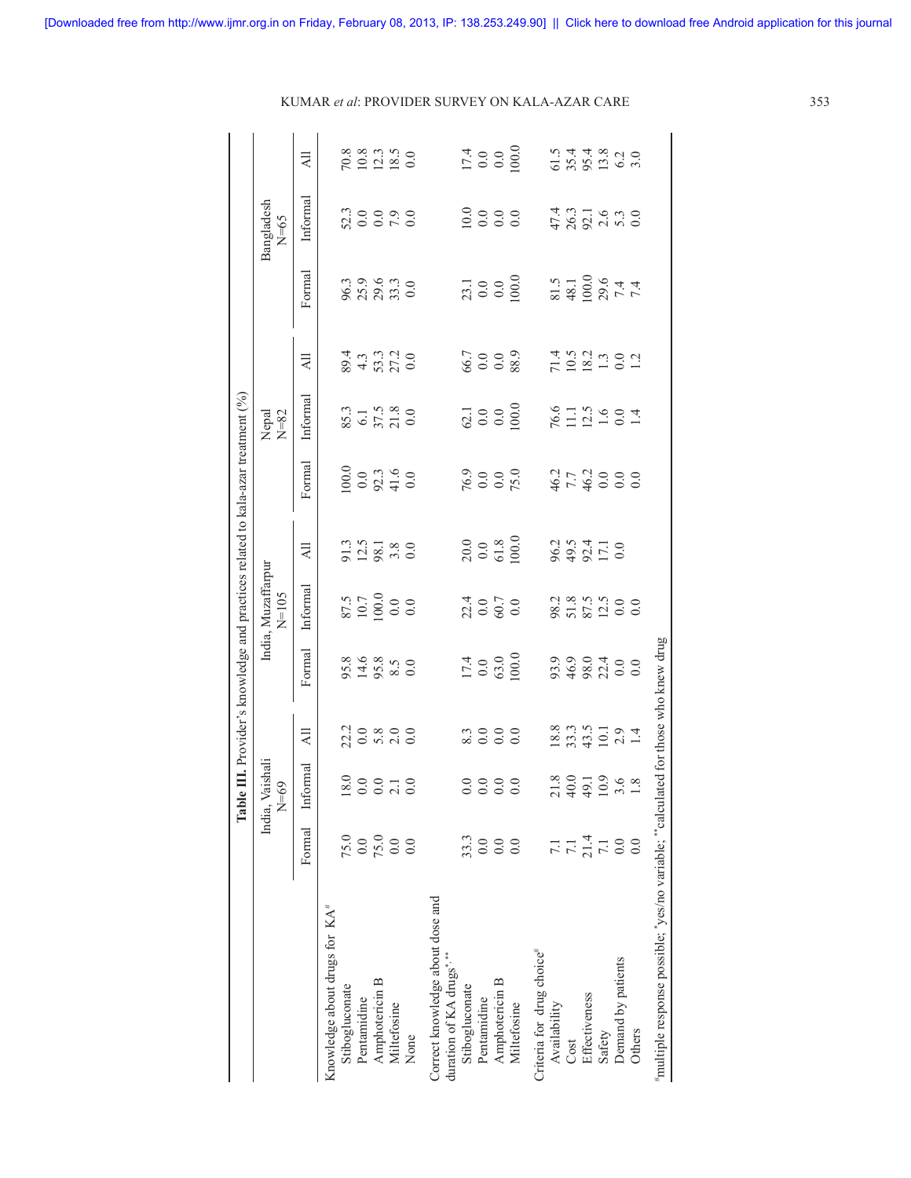**Table III.** Provider's knowledge and practices related to kala-azar treatment (%)

| | India, Vaishali N=69 | | | India, Muzaffarpur N=105 | | | Nepal N=82 | | | Bangladesh N=65 | | |
|---|---|---|---|---|---|---|---|---|---|---|---|---|
| | Formal | Informal | All | Formal | Informal | All | Formal | Informal | All | Formal | Informal | All |
| Knowledge about drugs for KA[#] | | | | | | | | | | | | |
| Stibogluconate | 75.0 | 18.0 | 22.2 | 95.8 | 87.5 | 91.3 | 100.0 | 85.3 | 89.4 | 96.3 | 52.3 | 70.8 |
| Pentamidine | 0.0 | 0.0 | 0.0 | 14.6 | 10.7 | 12.5 | 0.0 | 6.1 | 4.3 | 25.9 | 0.0 | 10.8 |
| Amphotericin B | 75.0 | 0.0 | 5.8 | 95.8 | 100.0 | 98.1 | 92.3 | 37.5 | 53.3 | 29.6 | 0.0 | 12.3 |
| Miltefosine | 0.0 | 2.1 | 2.0 | 8.5 | 0.0 | 3.8 | 41.6 | 21.8 | 27.2 | 33.3 | 7.9 | 18.5 |
| None | 0.0 | 0.0 | 0.0 | 0.0 | 0.0 | 0.0 | 0.0 | 0.0 | 0.0 | 0.0 | 0.0 | 0.0 |
| Correct knowledge about dose and duration of KA drugs[*,**] | | | | | | | | | | | | |
| Stibogluconate | 33.3 | 0.0 | 8.3 | 17.4 | 22.4 | 20.0 | 76.9 | 62.1 | 66.7 | 23.1 | 10.0 | 17.4 |
| Pentamidine | 0.0 | 0.0 | 0.0 | 0.0 | 0.0 | 0.0 | 0.0 | 0.0 | 0.0 | 0.0 | 0.0 | 0.0 |
| Amphotericin B | 0.0 | 0.0 | 0.0 | 63.0 | 60.7 | 61.8 | 0.0 | 0.0 | 0.0 | 0.0 | 0.0 | 0.0 |
| Miltefosine | 0.0 | 0.0 | 0.0 | 100.0 | 0.0 | 100.0 | 75.0 | 100.0 | 88.9 | 100.0 | 0.0 | 100.0 |
| Criteria for drug choice[#] | | | | | | | | | | | | |
| Availability | 7.1 | 21.8 | 18.8 | 93.9 | 98.2 | 96.2 | 46.2 | 76.6 | 71.4 | 81.5 | 47.4 | 61.5 |
| Cost | 7.1 | 40.0 | 33.3 | 46.9 | 51.8 | 49.5 | 7.7 | 11.1 | 10.5 | 48.1 | 26.3 | 35.4 |
| Effectiveness | 21.4 | 49.1 | 43.5 | 98.0 | 87.5 | 92.4 | 46.2 | 12.5 | 18.2 | 100.0 | 92.1 | 95.4 |
| Safety | 7.1 | 10.9 | 10.1 | 22.4 | 12.5 | 17.1 | 0.0 | 1.6 | 1.3 | 29.6 | 2.6 | 13.8 |
| Demand by patients | 0.0 | 3.6 | 2.9 | 0.0 | 0.0 | 0.0 | 0.0 | 0.0 | 0.0 | 7.4 | 5.3 | 6.2 |
| Others | 0.0 | 1.8 | 1.4 | 0.0 | 0.0 | | 0.0 | 1.4 | 1.2 | 7.4 | 0.0 | 3.0 |

[#]multiple response possible; [*]yes/no variable; [**]calculated for those who knew drug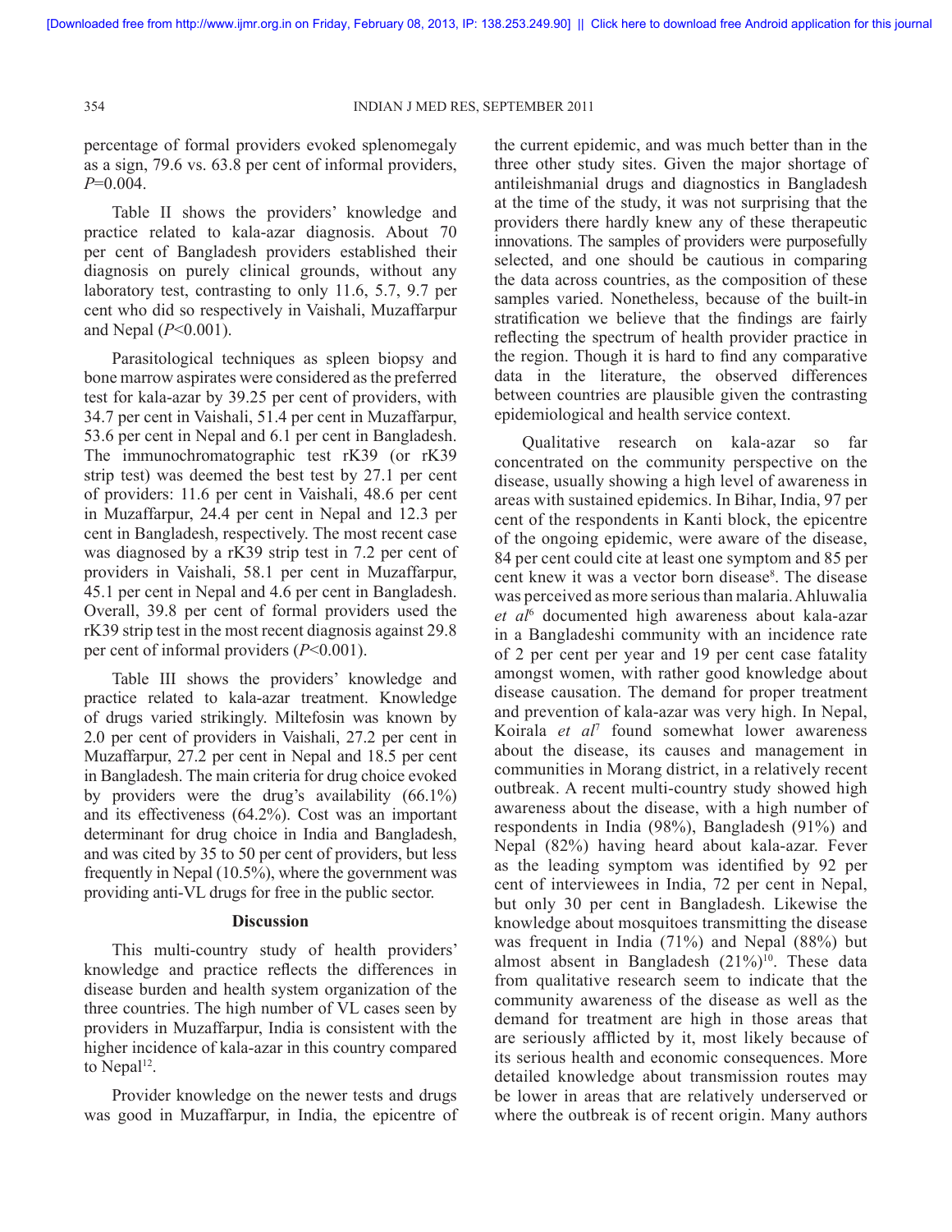percentage of formal providers evoked splenomegaly as a sign, 79.6 vs. 63.8 per cent of informal providers, $P$=0.004.

Table II shows the providers' knowledge and practice related to kala-azar diagnosis. About 70 per cent of Bangladesh providers established their diagnosis on purely clinical grounds, without any laboratory test, contrasting to only 11.6, 5.7, 9.7 per cent who did so respectively in Vaishali, Muzaffarpur and Nepal ($P$<0.001).

Parasitological techniques as spleen biopsy and bone marrow aspirates were considered as the preferred test for kala-azar by 39.25 per cent of providers, with 34.7 per cent in Vaishali, 51.4 per cent in Muzaffarpur, 53.6 per cent in Nepal and 6.1 per cent in Bangladesh. The immunochromatographic test rK39 (or rK39 strip test) was deemed the best test by 27.1 per cent of providers: 11.6 per cent in Vaishali, 48.6 per cent in Muzaffarpur, 24.4 per cent in Nepal and 12.3 per cent in Bangladesh, respectively. The most recent case was diagnosed by a rK39 strip test in 7.2 per cent of providers in Vaishali, 58.1 per cent in Muzaffarpur, 45.1 per cent in Nepal and 4.6 per cent in Bangladesh. Overall, 39.8 per cent of formal providers used the rK39 strip test in the most recent diagnosis against 29.8 per cent of informal providers ($P$<0.001).

Table III shows the providers' knowledge and practice related to kala-azar treatment. Knowledge of drugs varied strikingly. Miltefosin was known by 2.0 per cent of providers in Vaishali, 27.2 per cent in Muzaffarpur, 27.2 per cent in Nepal and 18.5 per cent in Bangladesh. The main criteria for drug choice evoked by providers were the drug's availability (66.1%) and its effectiveness (64.2%). Cost was an important determinant for drug choice in India and Bangladesh, and was cited by 35 to 50 per cent of providers, but less frequently in Nepal (10.5%), where the government was providing anti-VL drugs for free in the public sector.

## Discussion

This multi-country study of health providers' knowledge and practice reflects the differences in disease burden and health system organization of the three countries. The high number of VL cases seen by providers in Muzaffarpur, India is consistent with the higher incidence of kala-azar in this country compared to Nepal[12].

Provider knowledge on the newer tests and drugs was good in Muzaffarpur, in India, the epicentre of the current epidemic, and was much better than in the three other study sites. Given the major shortage of antileishmanial drugs and diagnostics in Bangladesh at the time of the study, it was not surprising that the providers there hardly knew any of these therapeutic innovations. The samples of providers were purposefully selected, and one should be cautious in comparing the data across countries, as the composition of these samples varied. Nonetheless, because of the built-in stratification we believe that the findings are fairly reflecting the spectrum of health provider practice in the region. Though it is hard to find any comparative data in the literature, the observed differences between countries are plausible given the contrasting epidemiological and health service context.

Qualitative research on kala-azar so far concentrated on the community perspective on the disease, usually showing a high level of awareness in areas with sustained epidemics. In Bihar, India, 97 per cent of the respondents in Kanti block, the epicentre of the ongoing epidemic, were aware of the disease, 84 per cent could cite at least one symptom and 85 per cent knew it was a vector born disease[8]. The disease was perceived as more serious than malaria. Ahluwalia *et al*[6] documented high awareness about kala-azar in a Bangladeshi community with an incidence rate of 2 per cent per year and 19 per cent case fatality amongst women, with rather good knowledge about disease causation. The demand for proper treatment and prevention of kala-azar was very high. In Nepal, Koirala *et al*[7] found somewhat lower awareness about the disease, its causes and management in communities in Morang district, in a relatively recent outbreak. A recent multi-country study showed high awareness about the disease, with a high number of respondents in India (98%), Bangladesh (91%) and Nepal (82%) having heard about kala-azar. Fever as the leading symptom was identified by 92 per cent of interviewees in India, 72 per cent in Nepal, but only 30 per cent in Bangladesh. Likewise the knowledge about mosquitoes transmitting the disease was frequent in India (71%) and Nepal (88%) but almost absent in Bangladesh (21%)[10]. These data from qualitative research seem to indicate that the community awareness of the disease as well as the demand for treatment are high in those areas that are seriously afflicted by it, most likely because of its serious health and economic consequences. More detailed knowledge about transmission routes may be lower in areas that are relatively underserved or where the outbreak is of recent origin. Many authors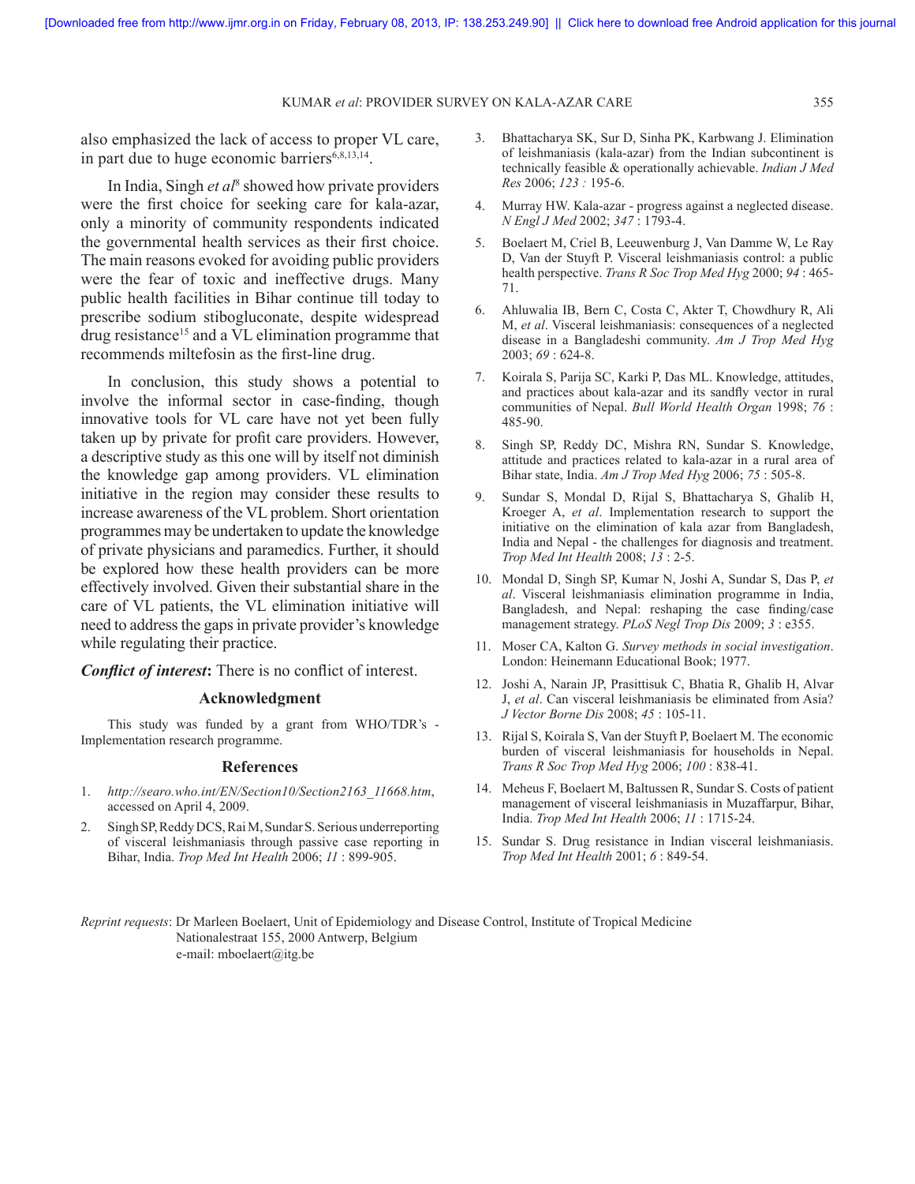also emphasized the lack of access to proper VL care, in part due to huge economic barriers[6,8,13,14].

In India, Singh *et al*[8] showed how private providers were the first choice for seeking care for kala-azar, only a minority of community respondents indicated the governmental health services as their first choice. The main reasons evoked for avoiding public providers were the fear of toxic and ineffective drugs. Many public health facilities in Bihar continue till today to prescribe sodium stibogluconate, despite widespread drug resistance[15] and a VL elimination programme that recommends miltefosin as the first-line drug.

In conclusion, this study shows a potential to involve the informal sector in case-finding, though innovative tools for VL care have not yet been fully taken up by private for profit care providers. However, a descriptive study as this one will by itself not diminish the knowledge gap among providers. VL elimination initiative in the region may consider these results to increase awareness of the VL problem. Short orientation programmes may be undertaken to update the knowledge of private physicians and paramedics. Further, it should be explored how these health providers can be more effectively involved. Given their substantial share in the care of VL patients, the VL elimination initiative will need to address the gaps in private provider's knowledge while regulating their practice.

***Conflict of interest*:** There is no conflict of interest.

## Acknowledgment

This study was funded by a grant from WHO/TDR's - Implementation research programme.

## References

1. *http://searo.who.int/EN/Section10/Section2163_11668.htm*, accessed on April 4, 2009.
2. Singh SP, Reddy DCS, Rai M, Sundar S. Serious underreporting of visceral leishmaniasis through passive case reporting in Bihar, India. *Trop Med Int Health* 2006; *11* : 899-905.
3. Bhattacharya SK, Sur D, Sinha PK, Karbwang J. Elimination of leishmaniasis (kala-azar) from the Indian subcontinent is technically feasible & operationally achievable. *Indian J Med Res* 2006; *123 :* 195-6.
4. Murray HW. Kala-azar - progress against a neglected disease. *N Engl J Med* 2002; *347* : 1793-4.
5. Boelaert M, Criel B, Leeuwenburg J, Van Damme W, Le Ray D, Van der Stuyft P. Visceral leishmaniasis control: a public health perspective. *Trans R Soc Trop Med Hyg* 2000; *94* : 465-71.
6. Ahluwalia IB, Bern C, Costa C, Akter T, Chowdhury R, Ali M, *et al*. Visceral leishmaniasis: consequences of a neglected disease in a Bangladeshi community. *Am J Trop Med Hyg* 2003; *69* : 624-8.
7. Koirala S, Parija SC, Karki P, Das ML. Knowledge, attitudes, and practices about kala-azar and its sandfly vector in rural communities of Nepal. *Bull World Health Organ* 1998; *76* : 485-90.
8. Singh SP, Reddy DC, Mishra RN, Sundar S. Knowledge, attitude and practices related to kala-azar in a rural area of Bihar state, India. *Am J Trop Med Hyg* 2006; *75* : 505-8.
9. Sundar S, Mondal D, Rijal S, Bhattacharya S, Ghalib H, Kroeger A, *et al*. Implementation research to support the initiative on the elimination of kala azar from Bangladesh, India and Nepal - the challenges for diagnosis and treatment. *Trop Med Int Health* 2008; *13* : 2-5.
10. Mondal D, Singh SP, Kumar N, Joshi A, Sundar S, Das P, *et al*. Visceral leishmaniasis elimination programme in India, Bangladesh, and Nepal: reshaping the case finding/case management strategy. *PLoS Negl Trop Dis* 2009; *3* : e355.
11. Moser CA, Kalton G. *Survey methods in social investigation*. London: Heinemann Educational Book; 1977.
12. Joshi A, Narain JP, Prasittisuk C, Bhatia R, Ghalib H, Alvar J, *et al*. Can visceral leishmaniasis be eliminated from Asia? *J Vector Borne Dis* 2008; *45* : 105-11.
13. Rijal S, Koirala S, Van der Stuyft P, Boelaert M. The economic burden of visceral leishmaniasis for households in Nepal. *Trans R Soc Trop Med Hyg* 2006; *100* : 838-41.
14. Meheus F, Boelaert M, Baltussen R, Sundar S. Costs of patient management of visceral leishmaniasis in Muzaffarpur, Bihar, India. *Trop Med Int Health* 2006; *11* : 1715-24.
15. Sundar S. Drug resistance in Indian visceral leishmaniasis. *Trop Med Int Health* 2001; *6* : 849-54.

*Reprint requests*: Dr Marleen Boelaert, Unit of Epidemiology and Disease Control, Institute of Tropical Medicine
Nationalestraat 155, 2000 Antwerp, Belgium
e-mail: mboelaert@itg.be